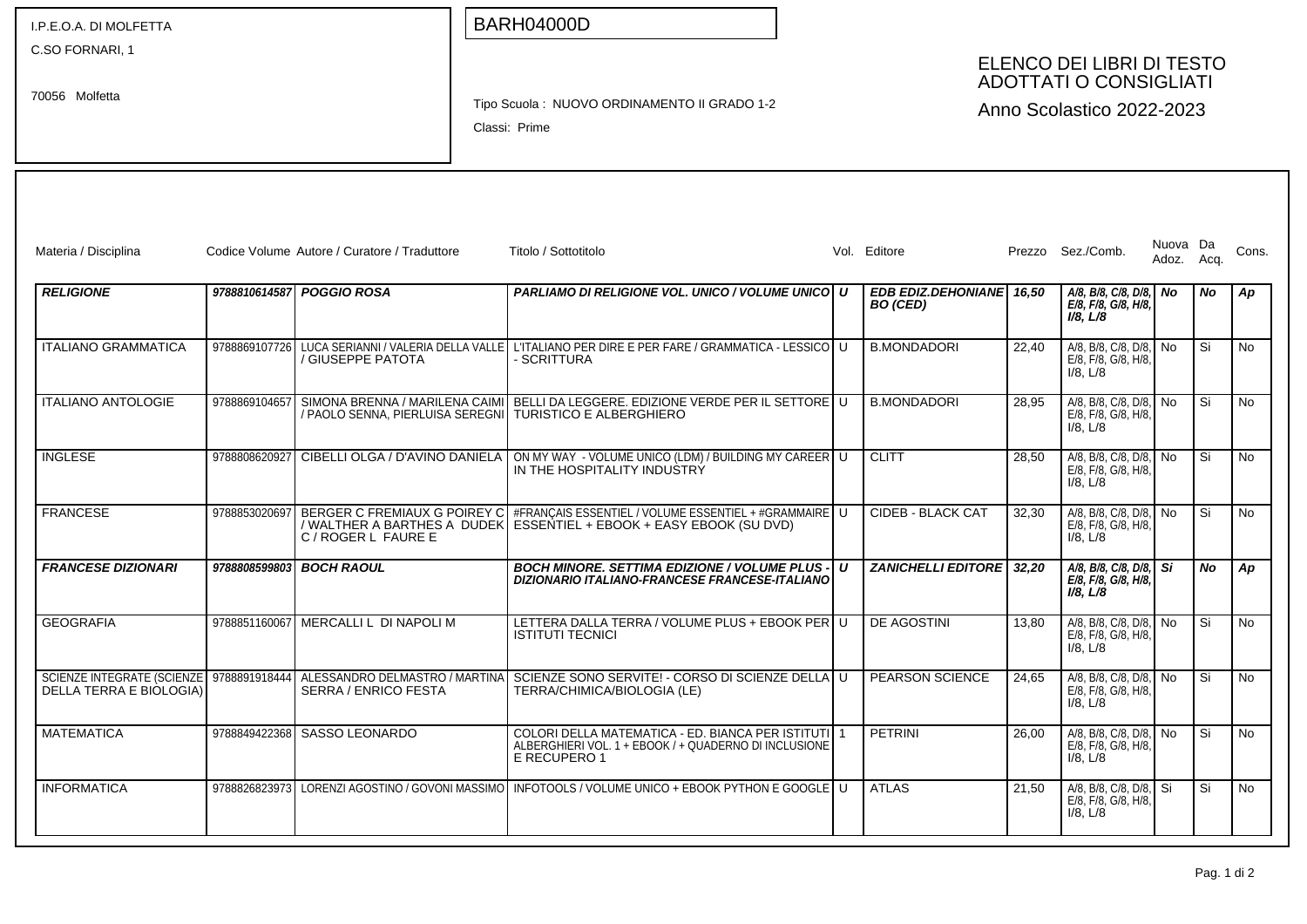I.P.E.O.A. DI MOLFETTA
C.SO FORNARI, 1

70056 Molfetta

BARH04000D

Tipo Scuola : NUOVO ORDINAMENTO II GRADO 1-2

Classi: Prime

# ELENCO DEI LIBRI DI TESTO ADOTTATI O CONSIGLIATI

Anno Scolastico 2022-2023

| Materia / Disciplina | Codice Volume | Autore / Curatore / Traduttore | Titolo / Sottotitolo | Vol. | Editore | Prezzo | Sez./Comb. | Nuova Adoz. | Da Acq. | Cons. |
|---|---|---|---|---|---|---|---|---|---|---|
| ***RELIGIONE*** | ***9788810614587*** | ***POGGIO ROSA*** | ***PARLIAMO DI RELIGIONE VOL. UNICO / VOLUME UNICO*** | ***U*** | ***EDB EDIZ.DEHONIANE BO (CED)*** | ***16,50*** | ***A/8, B/8, C/8, D/8, E/8, F/8, G/8, H/8, I/8, L/8*** | ***No*** | ***No*** | ***Ap*** |
| ITALIANO GRAMMATICA | 9788869107726 | LUCA SERIANNI / VALERIA DELLA VALLE / GIUSEPPE PATOTA | L'ITALIANO PER DIRE E PER FARE / GRAMMATICA - LESSICO - SCRITTURA | U | B.MONDADORI | 22,40 | A/8, B/8, C/8, D/8, E/8, F/8, G/8, H/8, I/8, L/8 | No | Si | No |
| ITALIANO ANTOLOGIE | 9788869104657 | SIMONA BRENNA / MARILENA CAIMI / PAOLO SENNA, PIERLUISA SEREGNI | BELLI DA LEGGERE. EDIZIONE VERDE PER IL SETTORE TURISTICO E ALBERGHIERO | U | B.MONDADORI | 28,95 | A/8, B/8, C/8, D/8, E/8, F/8, G/8, H/8, I/8, L/8 | No | Si | No |
| INGLESE | 9788808620927 | CIBELLI OLGA / D'AVINO DANIELA | ON MY WAY - VOLUME UNICO (LDM) / BUILDING MY CAREER IN THE HOSPITALITY INDUSTRY | U | CLITT | 28,50 | A/8, B/8, C/8, D/8, E/8, F/8, G/8, H/8, I/8, L/8 | No | Si | No |
| FRANCESE | 9788853020697 | BERGER C FREMIAUX G POIREY C / WALTHER A BARTHES A DUDEK C / ROGER L FAURE E | #FRANÇAIS ESSENTIEL / VOLUME ESSENTIEL + #GRAMMAIRE ESSENTIEL + EBOOK + EASY EBOOK (SU DVD) | U | CIDEB - BLACK CAT | 32,30 | A/8, B/8, C/8, D/8, E/8, F/8, G/8, H/8, I/8, L/8 | No | Si | No |
| ***FRANCESE DIZIONARI*** | ***9788808599803*** | ***BOCH RAOUL*** | ***BOCH MINORE. SETTIMA EDIZIONE / VOLUME PLUS - DIZIONARIO ITALIANO-FRANCESE FRANCESE-ITALIANO*** | ***U*** | ***ZANICHELLI EDITORE*** | ***32,20*** | ***A/8, B/8, C/8, D/8, E/8, F/8, G/8, H/8, I/8, L/8*** | ***Si*** | ***No*** | ***Ap*** |
| GEOGRAFIA | 9788851160067 | MERCALLI L DI NAPOLI M | LETTERA DALLA TERRA / VOLUME PLUS + EBOOK PER ISTITUTI TECNICI | U | DE AGOSTINI | 13,80 | A/8, B/8, C/8, D/8, E/8, F/8, G/8, H/8, I/8, L/8 | No | Si | No |
| SCIENZE INTEGRATE (SCIENZE DELLA TERRA E BIOLOGIA) | 9788891918444 | ALESSANDRO DELMASTRO / MARTINA SERRA / ENRICO FESTA | SCIENZE SONO SERVITE! - CORSO DI SCIENZE DELLA TERRA/CHIMICA/BIOLOGIA (LE) | U | PEARSON SCIENCE | 24,65 | A/8, B/8, C/8, D/8, E/8, F/8, G/8, H/8, I/8, L/8 | No | Si | No |
| MATEMATICA | 9788849422368 | SASSO LEONARDO | COLORI DELLA MATEMATICA - ED. BIANCA PER ISTITUTI ALBERGHIERI VOL. 1 + EBOOK / + QUADERNO DI INCLUSIONE E RECUPERO 1 | 1 | PETRINI | 26,00 | A/8, B/8, C/8, D/8, E/8, F/8, G/8, H/8, I/8, L/8 | No | Si | No |
| INFORMATICA | 9788826823973 | LORENZI AGOSTINO / GOVONI MASSIMO | INFOTOOLS / VOLUME UNICO + EBOOK PYTHON E GOOGLE | U | ATLAS | 21,50 | A/8, B/8, C/8, D/8, E/8, F/8, G/8, H/8, I/8, L/8 | Si | Si | No |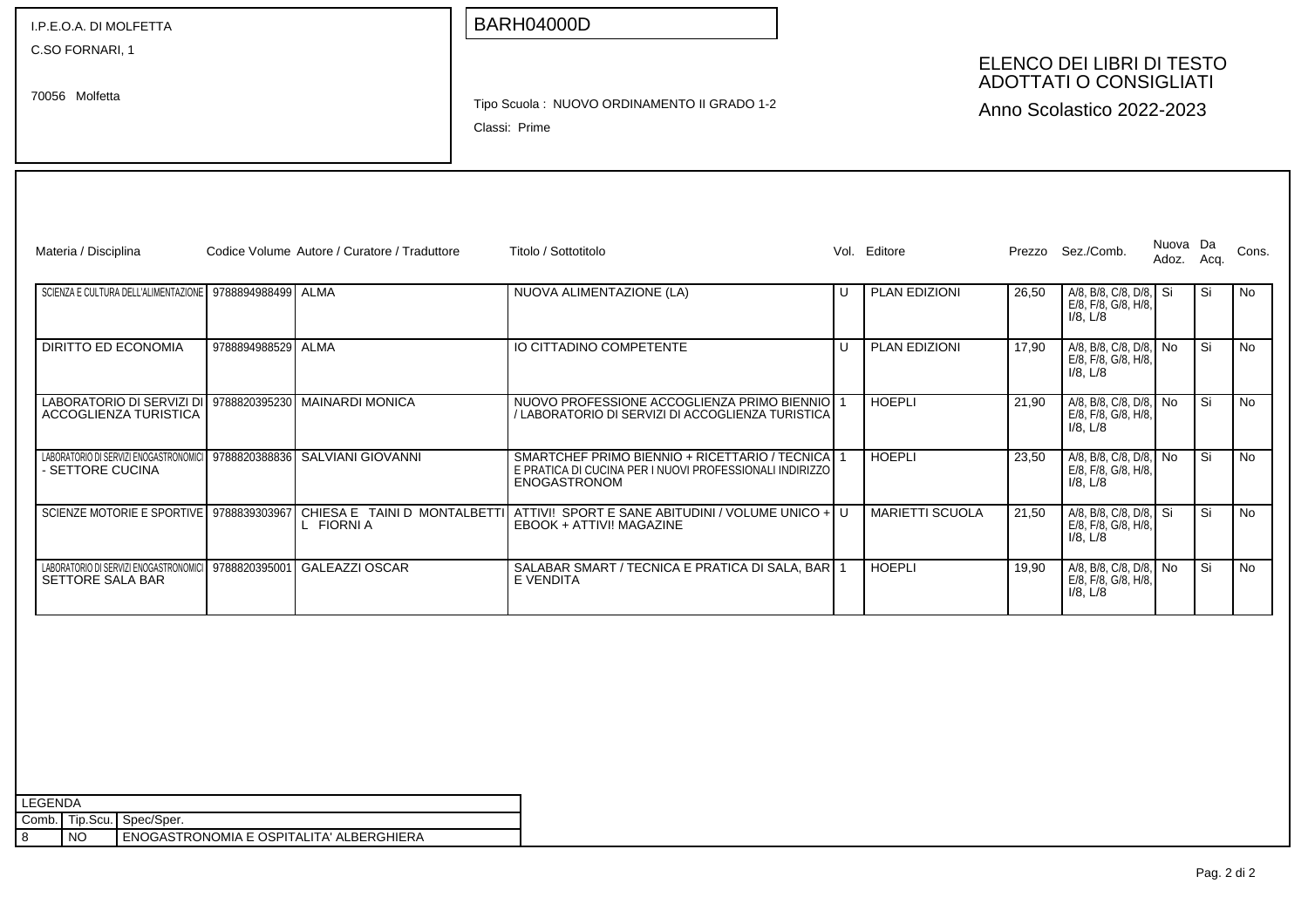I.P.E.O.A. DI MOLFETTA
C.SO FORNARI, 1

70056 Molfetta

BARH04000D

Tipo Scuola : NUOVO ORDINAMENTO II GRADO 1-2
Classi: Prime

## ELENCO DEI LIBRI DI TESTO ADOTTATI O CONSIGLIATI
Anno Scolastico 2022-2023

| Materia / Disciplina | Codice Volume | Autore / Curatore / Traduttore | Titolo / Sottotitolo | Vol. | Editore | Prezzo | Sez./Comb. | Nuova Adoz. | Da Acq. | Cons. |
|---|---|---|---|---|---|---|---|---|---|---|
| SCIENZA E CULTURA DELL'ALIMENTAZIONE | 9788894988499 | ALMA | NUOVA ALIMENTAZIONE (LA) | U | PLAN EDIZIONI | 26,50 | A/8, B/8, C/8, D/8, E/8, F/8, G/8, H/8, I/8, L/8 | Si | Si | No |
| DIRITTO ED ECONOMIA | 9788894988529 | ALMA | IO CITTADINO COMPETENTE | U | PLAN EDIZIONI | 17,90 | A/8, B/8, C/8, D/8, E/8, F/8, G/8, H/8, I/8, L/8 | No | Si | No |
| LABORATORIO DI SERVIZI DI ACCOGLIENZA TURISTICA | 9788820395230 | MAINARDI MONICA | NUOVO PROFESSIONE ACCOGLIENZA PRIMO BIENNIO / LABORATORIO DI SERVIZI DI ACCOGLIENZA TURISTICA | 1 | HOEPLI | 21,90 | A/8, B/8, C/8, D/8, E/8, F/8, G/8, H/8, I/8, L/8 | No | Si | No |
| LABORATORIO DI SERVIZI ENOGASTRONOMICI - SETTORE CUCINA | 9788820388836 | SALVIANI GIOVANNI | SMARTCHEF PRIMO BIENNIO + RICETTARIO / TECNICA E PRATICA DI CUCINA PER I NUOVI PROFESSIONALI INDIRIZZO ENOGASTRONOM | 1 | HOEPLI | 23,50 | A/8, B/8, C/8, D/8, E/8, F/8, G/8, H/8, I/8, L/8 | No | Si | No |
| SCIENZE MOTORIE E SPORTIVE | 9788839303967 | CHIESA E TAINI D MONTALBETTI L FIORNI A | ATTIVI! SPORT E SANE ABITUDINI / VOLUME UNICO + EBOOK + ATTIVI! MAGAZINE | U | MARIETTI SCUOLA | 21,50 | A/8, B/8, C/8, D/8, E/8, F/8, G/8, H/8, I/8, L/8 | Si | Si | No |
| LABORATORIO DI SERVIZI ENOGASTRONOMICI SETTORE SALA BAR | 9788820395001 | GALEAZZI OSCAR | SALABAR SMART / TECNICA E PRATICA DI SALA, BAR E VENDITA | 1 | HOEPLI | 19,90 | A/8, B/8, C/8, D/8, E/8, F/8, G/8, H/8, I/8, L/8 | No | Si | No |

LEGENDA

| Comb. | Tip.Scu. | Spec/Sper. |
|---|---|---|
| 8 | NO | ENOGASTRONOMIA E OSPITALITA' ALBERGHIERA |